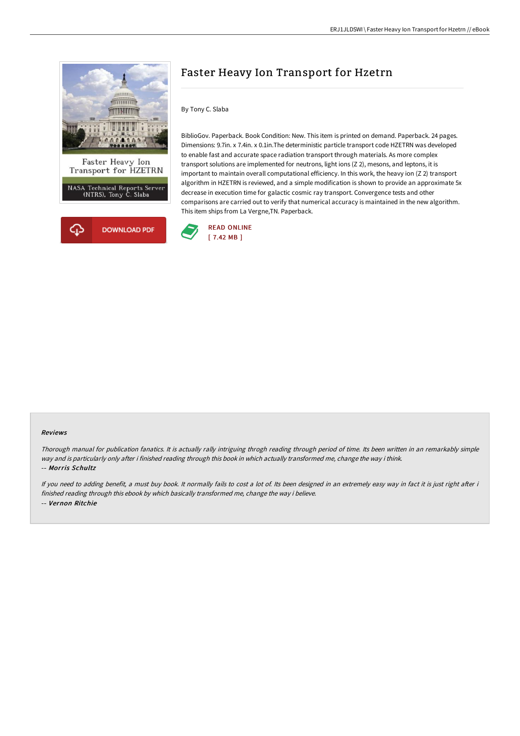# Faster Heavy Ion Transport for Hzetrn

By Tony C. Slaba

BiblioGov. Paperback. Book Condition: New. This item is printed on demand. Paperback. 24 pages. Dimensions: 9.7in. x 7.4in. x 0.1in.The deterministic particle transport code HZETRN was developed to enable fast and accurate space radiation transport through materials. As more complex transport solutions are implemented for neutrons, light ions (Z 2), mesons, and leptons, it is important to maintain overall computational efficiency. In this work, the heavy ion (Z 2) transport algorithm in HZETRN is reviewed, and a simple modification is shown to provide an approximate 5x decrease in execution time for galactic cosmic ray transport. Convergence tests and other comparisons are carried out to verify that numerical accuracy is maintained in the new algorithm. This item ships from La Vergne,TN. Paperback.

READ ONLINE
[ 7.42 MB ]

DOWNLOAD PDF

Faster Heavy Ion Transport for HZETRN

NASA Technical Reports Server (NTRS), Tony C. Slaba

### Reviews

*Thorough manual for publication fanatics. It is actually rally intriguing throgh reading through period of time. Its been written in an remarkably simple way and is particularly only after i finished reading through this book in which actually transformed me, change the way i think.*

*-- **Morris Schultz***

*If you need to adding benefit, a must buy book. It normally fails to cost a lot of. Its been designed in an extremely easy way in fact it is just right after i finished reading through this ebook by which basically transformed me, change the way i believe.*

*-- **Vernon Ritchie***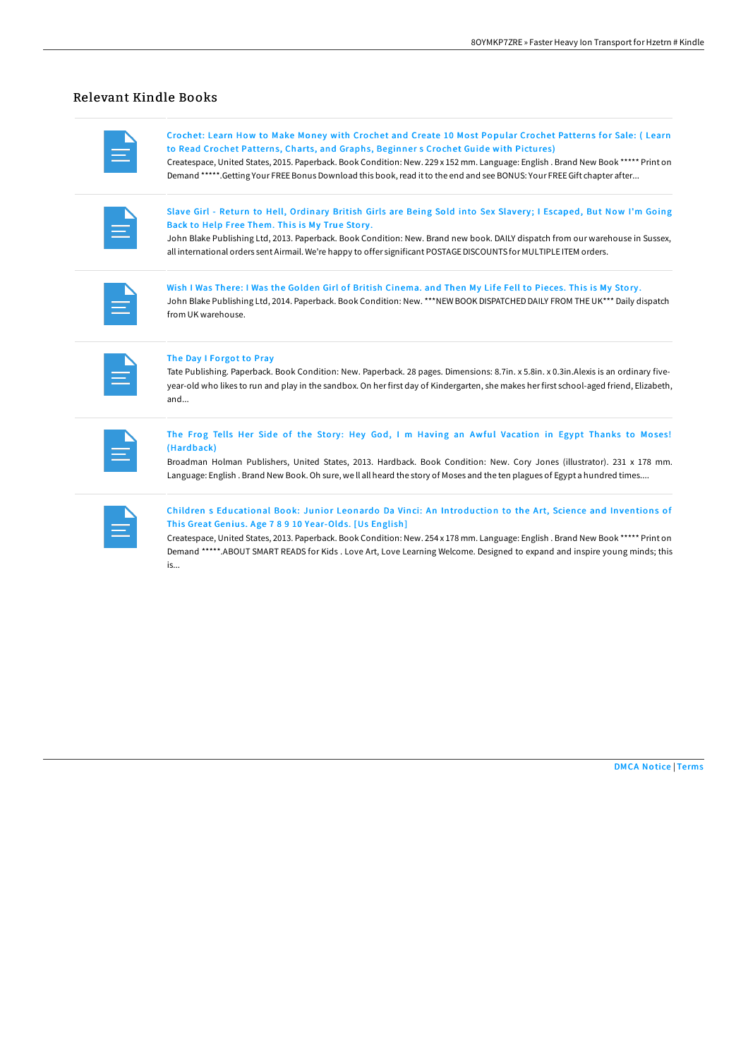## Relevant Kindle Books

**Crochet: Learn How to Make Money with Crochet and Create 10 Most Popular Crochet Patterns for Sale: ( Learn to Read Crochet Patterns, Charts, and Graphs, Beginner s Crochet Guide with Pictures)**

Createspace, United States, 2015. Paperback. Book Condition: New. 229 x 152 mm. Language: English . Brand New Book ***** Print on Demand *****.Getting Your FREE Bonus Download this book, read it to the end and see BONUS: Your FREE Gift chapter after...

**Slave Girl - Return to Hell, Ordinary British Girls are Being Sold into Sex Slavery; I Escaped, But Now I'm Going Back to Help Free Them. This is My True Story.**

John Blake Publishing Ltd, 2013. Paperback. Book Condition: New. Brand new book. DAILY dispatch from our warehouse in Sussex, all international orders sent Airmail. We're happy to offer significant POSTAGE DISCOUNTS for MULTIPLE ITEM orders.

**Wish I Was There: I Was the Golden Girl of British Cinema. and Then My Life Fell to Pieces. This is My Story.**

John Blake Publishing Ltd, 2014. Paperback. Book Condition: New. ***NEW BOOK DISPATCHED DAILY FROM THE UK*** Daily dispatch from UK warehouse.

**The Day I Forgot to Pray**

Tate Publishing. Paperback. Book Condition: New. Paperback. 28 pages. Dimensions: 8.7in. x 5.8in. x 0.3in.Alexis is an ordinary five-year-old who likes to run and play in the sandbox. On her first day of Kindergarten, she makes her first school-aged friend, Elizabeth, and...

**The Frog Tells Her Side of the Story: Hey God, I m Having an Awful Vacation in Egypt Thanks to Moses! (Hardback)**

Broadman Holman Publishers, United States, 2013. Hardback. Book Condition: New. Cory Jones (illustrator). 231 x 178 mm. Language: English . Brand New Book. Oh sure, we ll all heard the story of Moses and the ten plagues of Egypt a hundred times....

**Children s Educational Book: Junior Leonardo Da Vinci: An Introduction to the Art, Science and Inventions of This Great Genius. Age 7 8 9 10 Year-Olds. [Us English]**

Createspace, United States, 2013. Paperback. Book Condition: New. 254 x 178 mm. Language: English . Brand New Book ***** Print on Demand *****.ABOUT SMART READS for Kids . Love Art, Love Learning Welcome. Designed to expand and inspire young minds; this is...